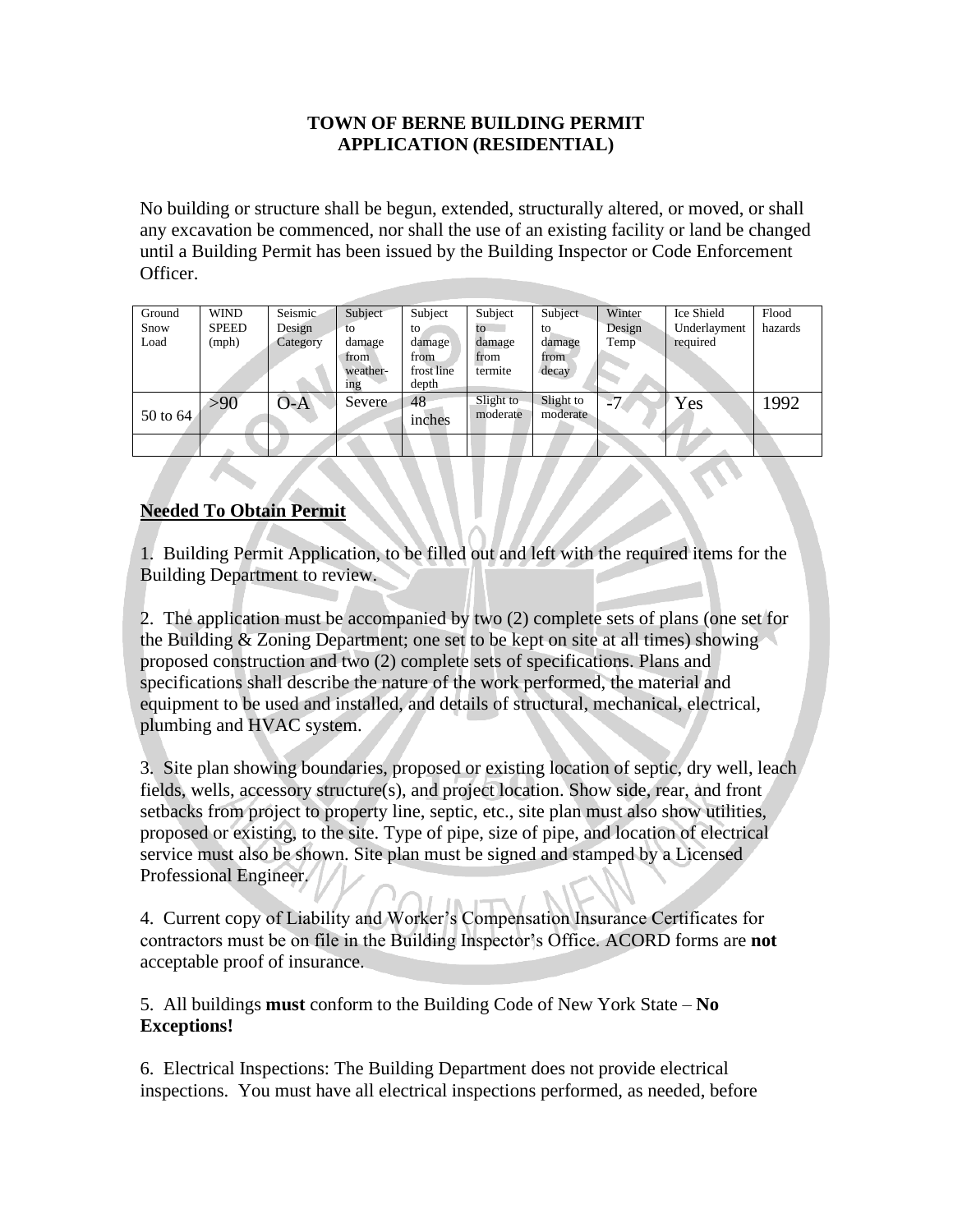**TOWN OF BERNE BUILDING PERMIT APPLICATION (RESIDENTIAL)**

No building or structure shall be begun, extended, structurally altered, or moved, or shall any excavation be commenced, nor shall the use of an existing facility or land be changed until a Building Permit has been issued by the Building Inspector or Code Enforcement Officer.

| Ground Snow Load | WIND SPEED (mph) | Seismic Design Category | Subject to damage from weather-ing | Subject to damage from frost line depth | Subject to damage from termite | Subject to damage from decay | Winter Design Temp | Ice Shield Underlayment required | Flood hazards |
|---|---|---|---|---|---|---|---|---|---|
| 50 to 64 | >90 | O-A | Severe | 48 inches | Slight to moderate | Slight to moderate | -7 | Yes | 1992 |
| | | | | | | | | | |

**Needed To Obtain Permit**

1. Building Permit Application, to be filled out and left with the required items for the Building Department to review.

2. The application must be accompanied by two (2) complete sets of plans (one set for the Building & Zoning Department; one set to be kept on site at all times) showing proposed construction and two (2) complete sets of specifications. Plans and specifications shall describe the nature of the work performed, the material and equipment to be used and installed, and details of structural, mechanical, electrical, plumbing and HVAC system.

3. Site plan showing boundaries, proposed or existing location of septic, dry well, leach fields, wells, accessory structure(s), and project location. Show side, rear, and front setbacks from project to property line, septic, etc., site plan must also show utilities, proposed or existing, to the site. Type of pipe, size of pipe, and location of electrical service must also be shown. Site plan must be signed and stamped by a Licensed Professional Engineer.

4. Current copy of Liability and Worker's Compensation Insurance Certificates for contractors must be on file in the Building Inspector's Office. ACORD forms are **not** acceptable proof of insurance.

5. All buildings **must** conform to the Building Code of New York State – **No Exceptions!**

6. Electrical Inspections: The Building Department does not provide electrical inspections. You must have all electrical inspections performed, as needed, before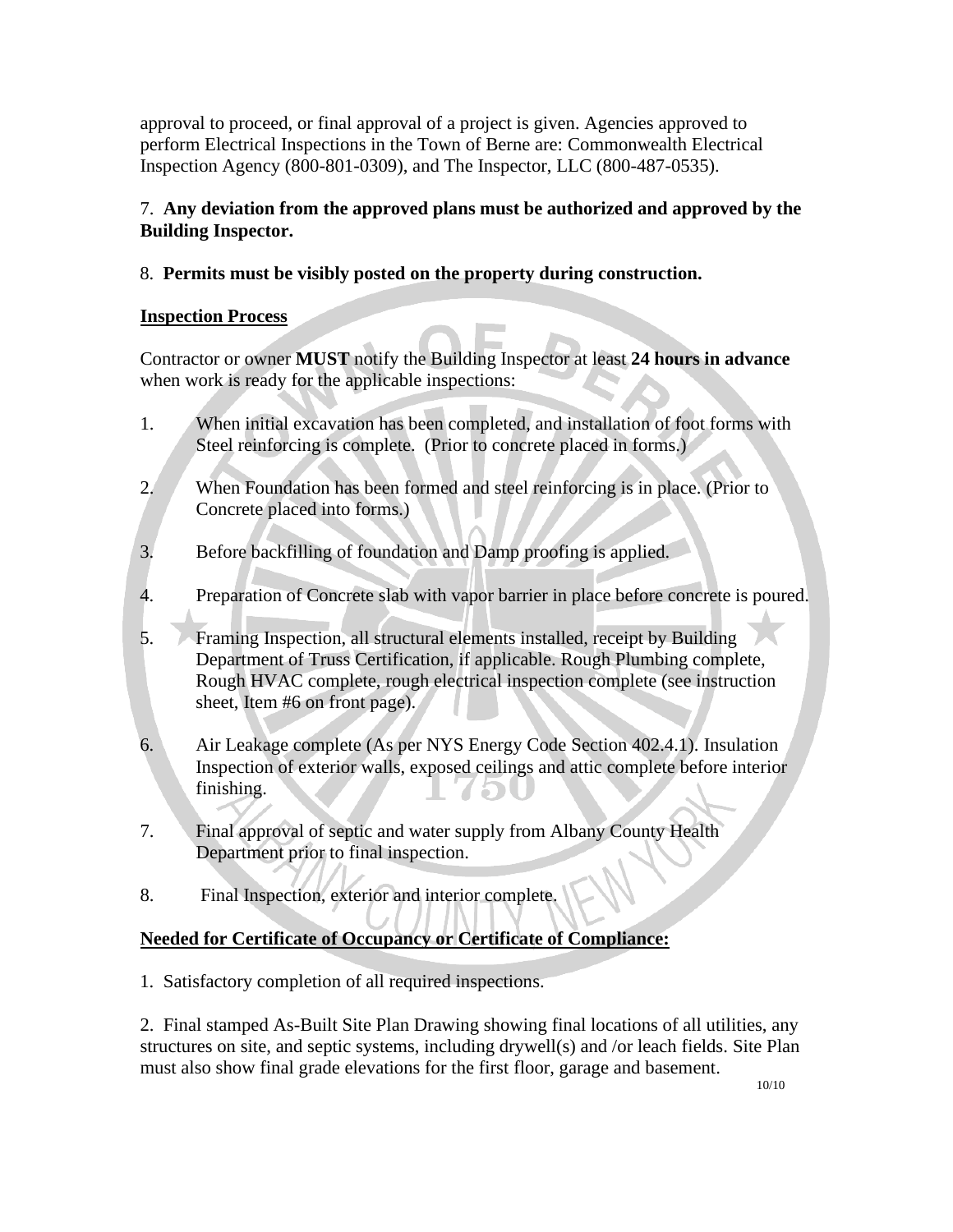approval to proceed, or final approval of a project is given. Agencies approved to perform Electrical Inspections in the Town of Berne are: Commonwealth Electrical Inspection Agency (800-801-0309), and The Inspector, LLC (800-487-0535).

7. **Any deviation from the approved plans must be authorized and approved by the Building Inspector.**

8. **Permits must be visibly posted on the property during construction.**

**Inspection Process**

Contractor or owner **MUST** notify the Building Inspector at least **24 hours in advance** when work is ready for the applicable inspections:

1. When initial excavation has been completed, and installation of foot forms with Steel reinforcing is complete. (Prior to concrete placed in forms.)

2. When Foundation has been formed and steel reinforcing is in place. (Prior to Concrete placed into forms.)

3. Before backfilling of foundation and Damp proofing is applied.

4. Preparation of Concrete slab with vapor barrier in place before concrete is poured.

5. Framing Inspection, all structural elements installed, receipt by Building Department of Truss Certification, if applicable. Rough Plumbing complete, Rough HVAC complete, rough electrical inspection complete (see instruction sheet, Item #6 on front page).

6. Air Leakage complete (As per NYS Energy Code Section 402.4.1). Insulation Inspection of exterior walls, exposed ceilings and attic complete before interior finishing.

7. Final approval of septic and water supply from Albany County Health Department prior to final inspection.

8. Final Inspection, exterior and interior complete.

**Needed for Certificate of Occupancy or Certificate of Compliance:**

1. Satisfactory completion of all required inspections.

2. Final stamped As-Built Site Plan Drawing showing final locations of all utilities, any structures on site, and septic systems, including drywell(s) and /or leach fields. Site Plan must also show final grade elevations for the first floor, garage and basement.

10/10